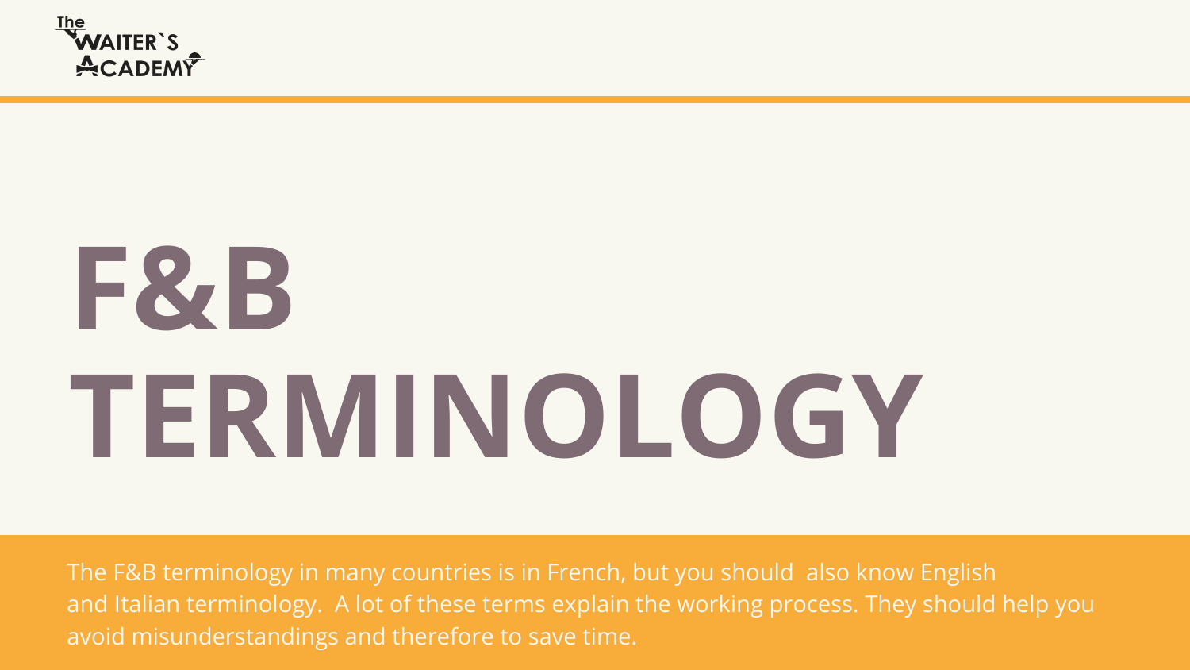The WAITER`S ACADEMY

# F&B TERMINOLOGY

The F&B terminology in many countries is in French, but you should also know English and Italian terminology. A lot of these terms explain the working process. They should help you avoid misunderstandings and therefore to save time.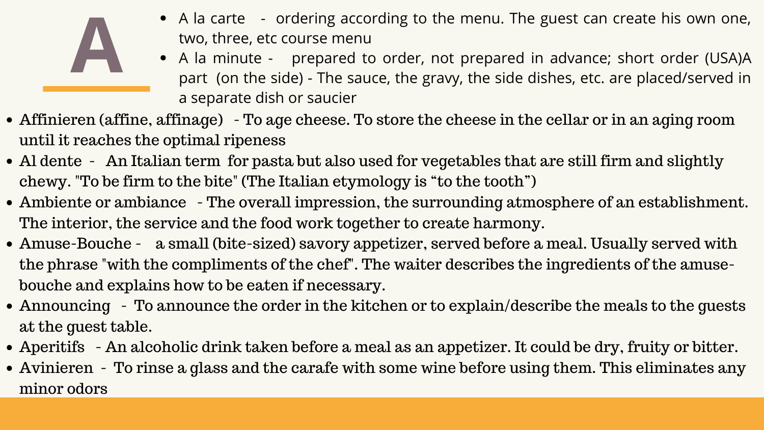# A

- A la carte - ordering according to the menu. The guest can create his own one, two, three, etc course menu
- A la minute - prepared to order, not prepared in advance; short order (USA)A part (on the side) - The sauce, the gravy, the side dishes, etc. are placed/served in a separate dish or saucier
- Affinieren (affine, affinage) - To age cheese. To store the cheese in the cellar or in an aging room until it reaches the optimal ripeness
- Al dente - An Italian term for pasta but also used for vegetables that are still firm and slightly chewy. "To be firm to the bite" (The Italian etymology is "to the tooth")
- Ambiente or ambiance - The overall impression, the surrounding atmosphere of an establishment. The interior, the service and the food work together to create harmony.
- Amuse-Bouche - a small (bite-sized) savory appetizer, served before a meal. Usually served with the phrase "with the compliments of the chef". The waiter describes the ingredients of the amuse-bouche and explains how to be eaten if necessary.
- Announcing - To announce the order in the kitchen or to explain/describe the meals to the guests at the guest table.
- Aperitifs - An alcoholic drink taken before a meal as an appetizer. It could be dry, fruity or bitter.
- Avinieren - To rinse a glass and the carafe with some wine before using them. This eliminates any minor odors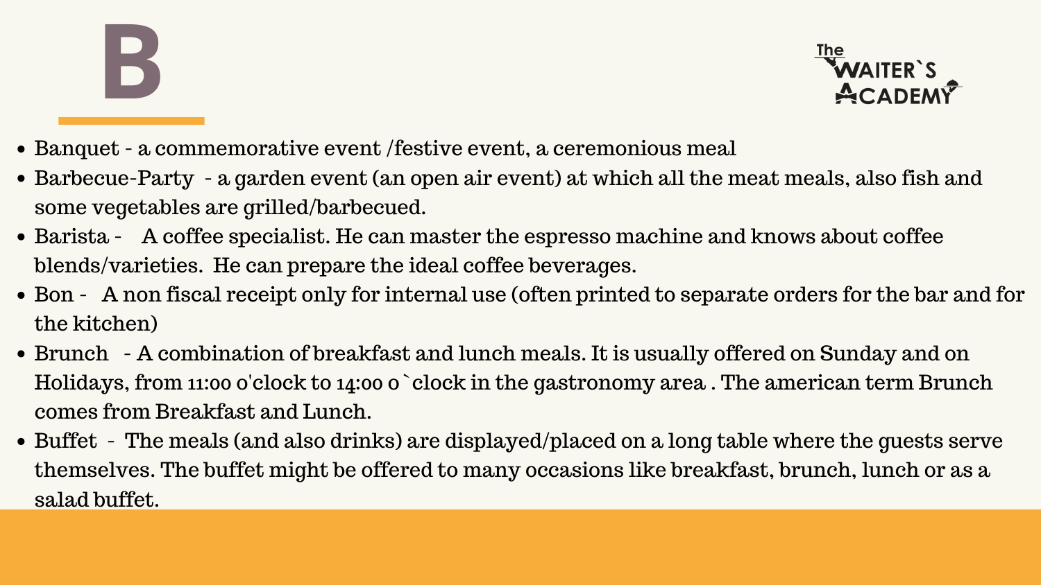# B

- Banquet - a commemorative event /festive event, a ceremonious meal
- Barbecue-Party - a garden event (an open air event) at which all the meat meals, also fish and some vegetables are grilled/barbecued.
- Barista - A coffee specialist. He can master the espresso machine and knows about coffee blends/varieties. He can prepare the ideal coffee beverages.
- Bon - A non fiscal receipt only for internal use (often printed to separate orders for the bar and for the kitchen)
- Brunch - A combination of breakfast and lunch meals. It is usually offered on Sunday and on Holidays, from 11:00 o'clock to 14:00 o`clock in the gastronomy area . The american term Brunch comes from Breakfast and Lunch.
- Buffet - The meals (and also drinks) are displayed/placed on a long table where the guests serve themselves. The buffet might be offered to many occasions like breakfast, brunch, lunch or as a salad buffet.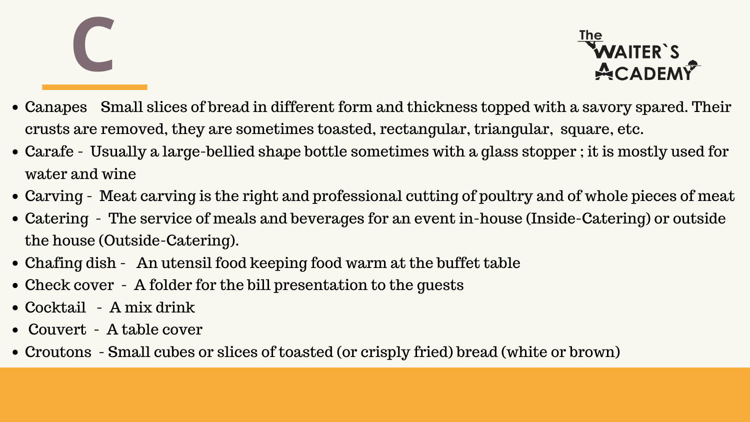# C

- Canapes    Small slices of bread in different form and thickness topped with a savory spared. Their crusts are removed, they are sometimes toasted, rectangular, triangular,  square, etc.
- Carafe -  Usually a large-bellied shape bottle sometimes with a glass stopper ; it is mostly used for water and wine
- Carving -  Meat carving is the right and professional cutting of poultry and of whole pieces of meat
- Catering  -  The service of meals and beverages for an event in-house (Inside-Catering) or outside the house (Outside-Catering).
- Chafing dish -   An utensil food keeping food warm at the buffet table
- Check cover  -  A folder for the bill presentation to the guests
- Cocktail   -  A mix drink
- Couvert  -  A table cover
- Croutons  - Small cubes or slices of toasted (or crisply fried) bread (white or brown)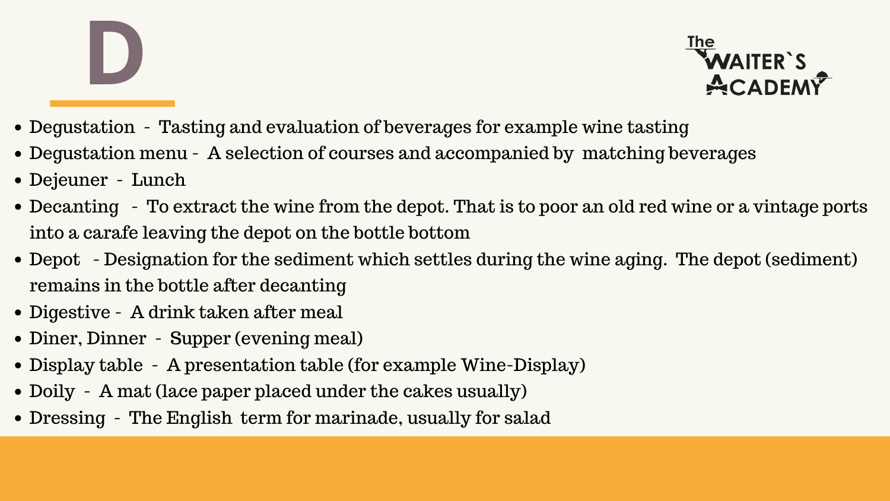# D

- Degustation - Tasting and evaluation of beverages for example wine tasting
- Degustation menu - A selection of courses and accompanied by matching beverages
- Dejeuner - Lunch
- Decanting - To extract the wine from the depot. That is to poor an old red wine or a vintage ports into a carafe leaving the depot on the bottle bottom
- Depot - Designation for the sediment which settles during the wine aging. The depot (sediment) remains in the bottle after decanting
- Digestive - A drink taken after meal
- Diner, Dinner - Supper (evening meal)
- Display table - A presentation table (for example Wine-Display)
- Doily - A mat (lace paper placed under the cakes usually)
- Dressing - The English term for marinade, usually for salad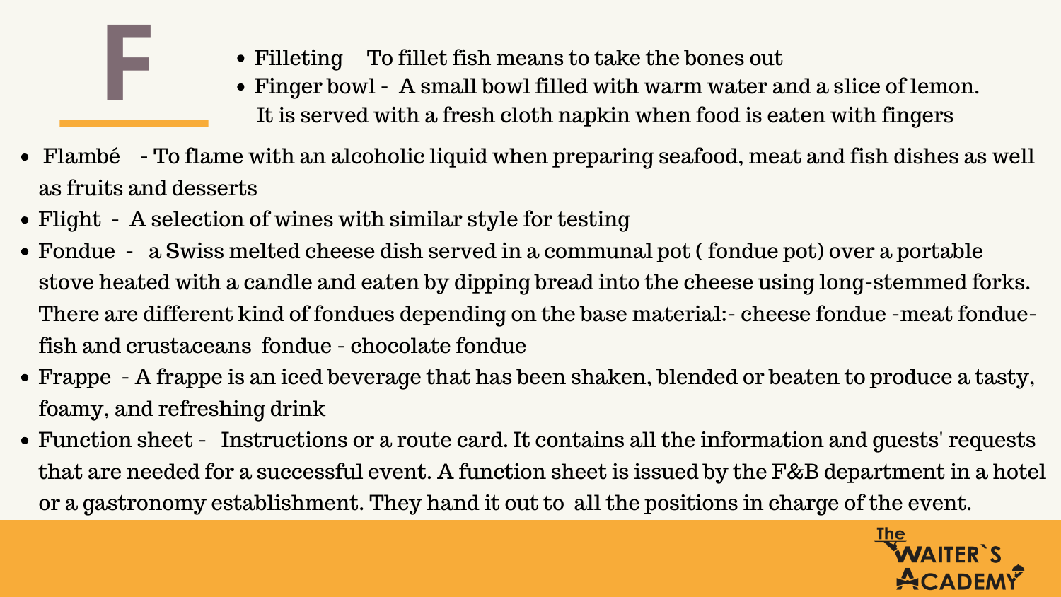# F

- Filleting    To fillet fish means to take the bones out
- Finger bowl -  A small bowl filled with warm water and a slice of lemon. It is served with a fresh cloth napkin when food is eaten with fingers
- Flambé    - To flame with an alcoholic liquid when preparing seafood, meat and fish dishes as well as fruits and desserts
- Flight  -  A selection of wines with similar style for testing
- Fondue  -   a Swiss melted cheese dish served in a communal pot ( fondue pot) over a portable stove heated with a candle and eaten by dipping bread into the cheese using long-stemmed forks. There are different kind of fondues depending on the base material:- cheese fondue -meat fondue-fish and crustaceans  fondue - chocolate fondue
- Frappe  - A frappe is an iced beverage that has been shaken, blended or beaten to produce a tasty, foamy, and refreshing drink
- Function sheet -   Instructions or a route card. It contains all the information and guests' requests that are needed for a successful event. A function sheet is issued by the F&B department in a hotel or a gastronomy establishment. They hand it out to  all the positions in charge of the event.

The WAITER`S ACADEMY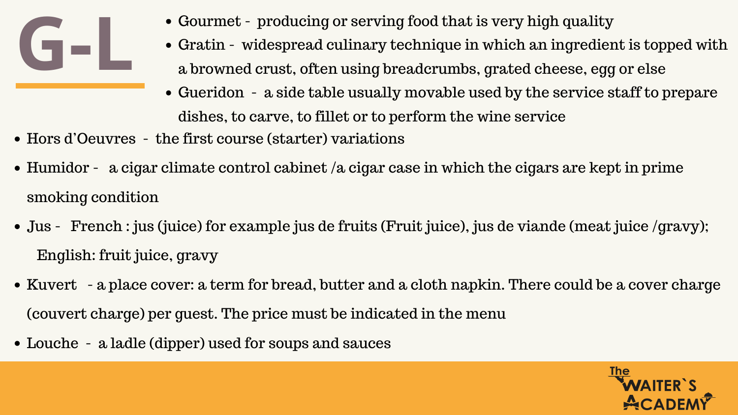# G-L

- Gourmet - producing or serving food that is very high quality
- Gratin - widespread culinary technique in which an ingredient is topped with a browned crust, often using breadcrumbs, grated cheese, egg or else
- Gueridon - a side table usually movable used by the service staff to prepare dishes, to carve, to fillet or to perform the wine service
- Hors d'Oeuvres - the first course (starter) variations
- Humidor - a cigar climate control cabinet /a cigar case in which the cigars are kept in prime smoking condition
- Jus - French : jus (juice) for example jus de fruits (Fruit juice), jus de viande (meat juice /gravy); English: fruit juice, gravy
- Kuvert - a place cover: a term for bread, butter and a cloth napkin. There could be a cover charge (couvert charge) per guest. The price must be indicated in the menu
- Louche - a ladle (dipper) used for soups and sauces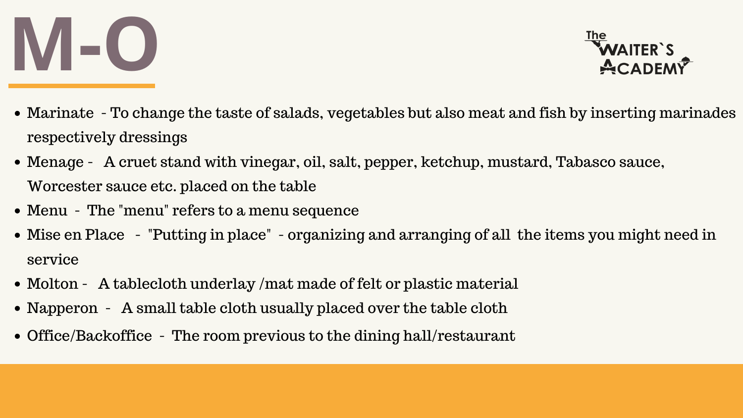# M-O

- Marinate - To change the taste of salads, vegetables but also meat and fish by inserting marinades respectively dressings
- Menage - A cruet stand with vinegar, oil, salt, pepper, ketchup, mustard, Tabasco sauce, Worcester sauce etc. placed on the table
- Menu - The "menu" refers to a menu sequence
- Mise en Place - "Putting in place" - organizing and arranging of all the items you might need in service
- Molton - A tablecloth underlay /mat made of felt or plastic material
- Napperon - A small table cloth usually placed over the table cloth
- Office/Backoffice - The room previous to the dining hall/restaurant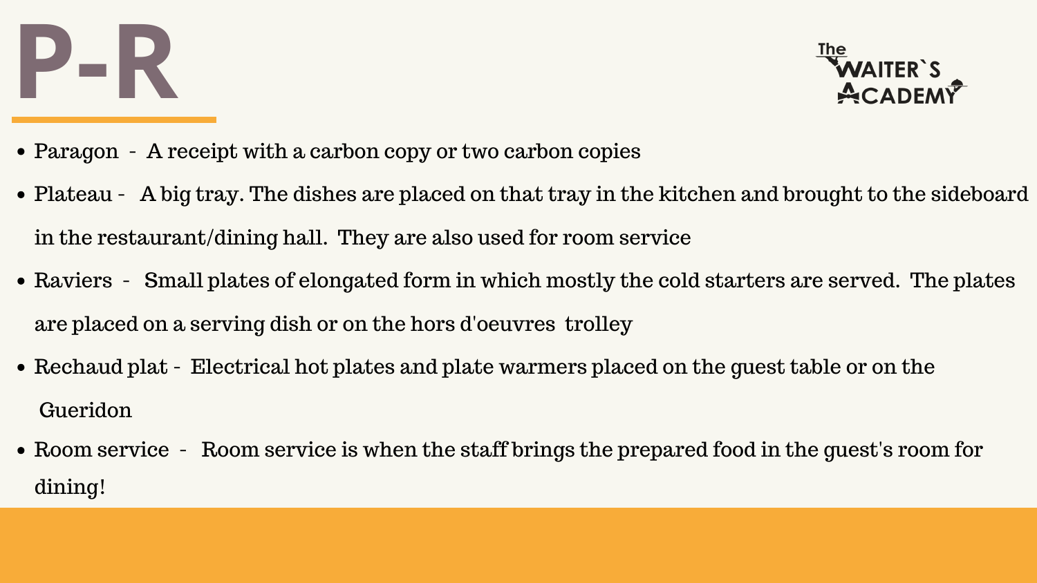# P-R

- Paragon - A receipt with a carbon copy or two carbon copies
- Plateau - A big tray. The dishes are placed on that tray in the kitchen and brought to the sideboard in the restaurant/dining hall. They are also used for room service
- Raviers - Small plates of elongated form in which mostly the cold starters are served. The plates are placed on a serving dish or on the hors d'oeuvres trolley
- Rechaud plat - Electrical hot plates and plate warmers placed on the guest table or on the Gueridon
- Room service - Room service is when the staff brings the prepared food in the guest's room for dining!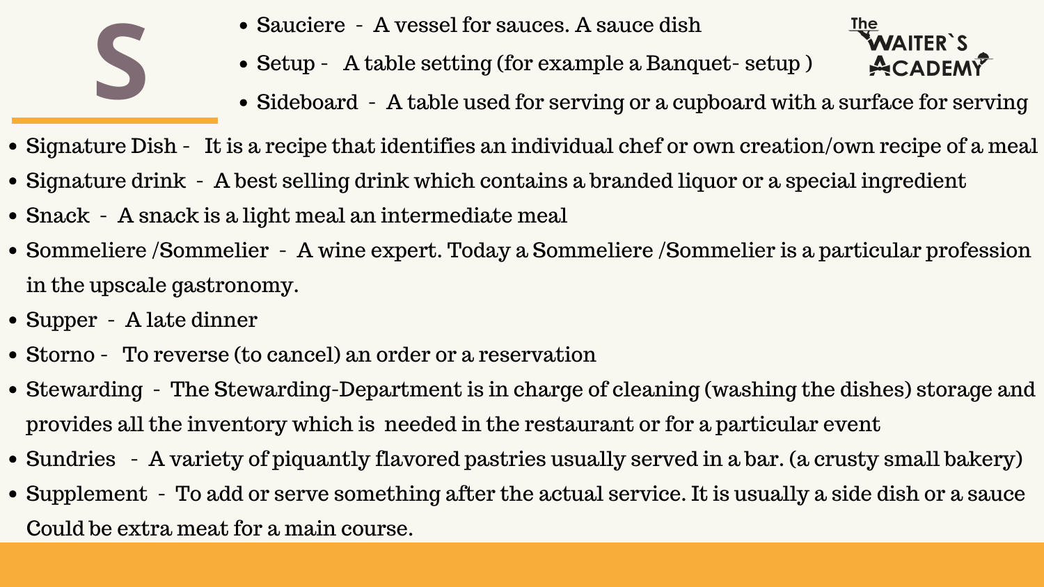# S

- Sauciere - A vessel for sauces. A sauce dish
- Setup - A table setting (for example a Banquet- setup )
- Sideboard - A table used for serving or a cupboard with a surface for serving
- Signature Dish - It is a recipe that identifies an individual chef or own creation/own recipe of a meal
- Signature drink - A best selling drink which contains a branded liquor or a special ingredient
- Snack - A snack is a light meal an intermediate meal
- Sommeliere /Sommelier - A wine expert. Today a Sommeliere /Sommelier is a particular profession in the upscale gastronomy.
- Supper - A late dinner
- Storno - To reverse (to cancel) an order or a reservation
- Stewarding - The Stewarding-Department is in charge of cleaning (washing the dishes) storage and provides all the inventory which is needed in the restaurant or for a particular event
- Sundries - A variety of piquantly flavored pastries usually served in a bar. (a crusty small bakery)
- Supplement - To add or serve something after the actual service. It is usually a side dish or a sauce Could be extra meat for a main course.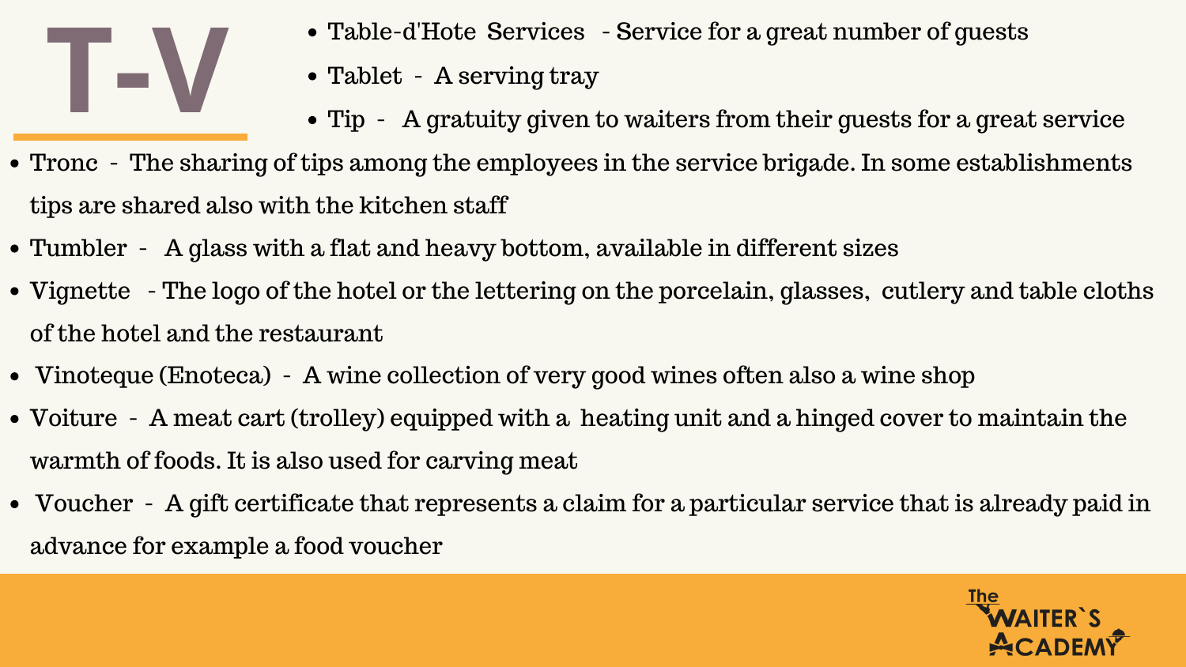# T-V

- Table-d'Hote Services - Service for a great number of guests
- Tablet - A serving tray
- Tip - A gratuity given to waiters from their guests for a great service
- Tronc - The sharing of tips among the employees in the service brigade. In some establishments tips are shared also with the kitchen staff
- Tumbler - A glass with a flat and heavy bottom, available in different sizes
- Vignette - The logo of the hotel or the lettering on the porcelain, glasses, cutlery and table cloths of the hotel and the restaurant
- Vinoteque (Enoteca) - A wine collection of very good wines often also a wine shop
- Voiture - A meat cart (trolley) equipped with a heating unit and a hinged cover to maintain the warmth of foods. It is also used for carving meat
- Voucher - A gift certificate that represents a claim for a particular service that is already paid in advance for example a food voucher

The WAITER`S ACADEMY